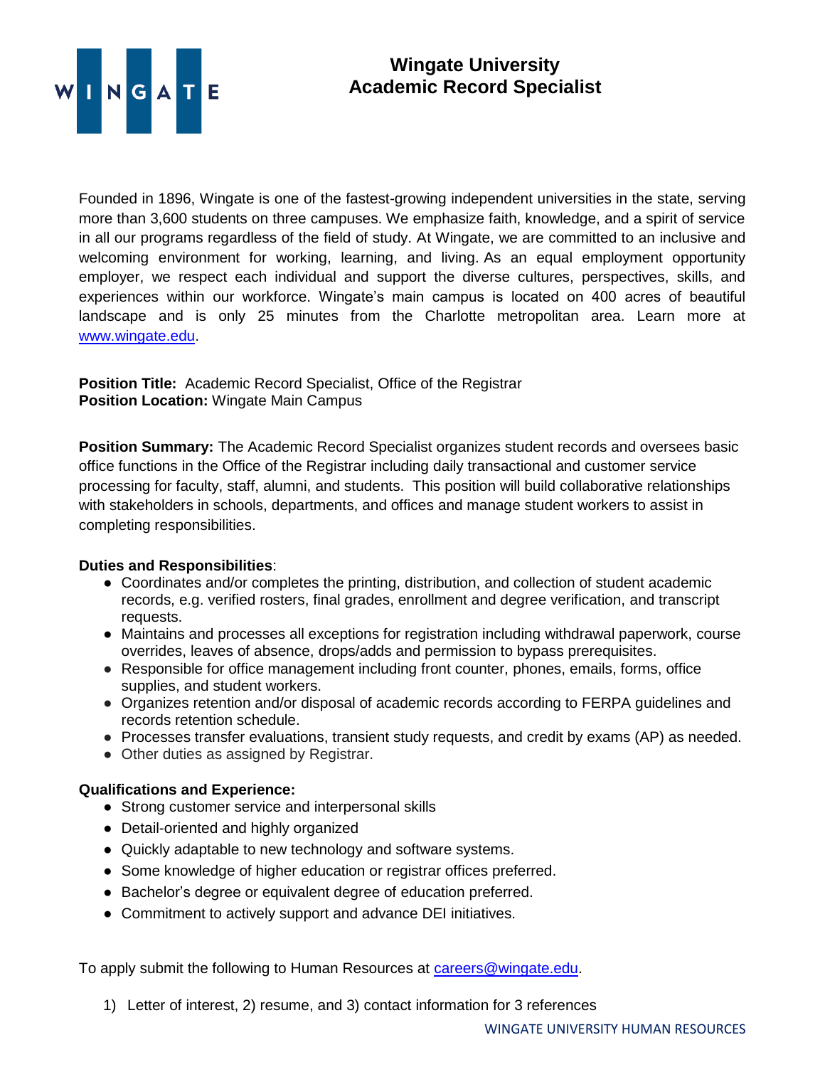# Wingate University
## Academic Record Specialist

Founded in 1896, Wingate is one of the fastest-growing independent universities in the state, serving more than 3,600 students on three campuses. We emphasize faith, knowledge, and a spirit of service in all our programs regardless of the field of study. At Wingate, we are committed to an inclusive and welcoming environment for working, learning, and living. As an equal employment opportunity employer, we respect each individual and support the diverse cultures, perspectives, skills, and experiences within our workforce. Wingate's main campus is located on 400 acres of beautiful landscape and is only 25 minutes from the Charlotte metropolitan area. Learn more at [www.wingate.edu](http://www.wingate.edu).

**Position Title:** Academic Record Specialist, Office of the Registrar
**Position Location:** Wingate Main Campus

**Position Summary:** The Academic Record Specialist organizes student records and oversees basic office functions in the Office of the Registrar including daily transactional and customer service processing for faculty, staff, alumni, and students. This position will build collaborative relationships with stakeholders in schools, departments, and offices and manage student workers to assist in completing responsibilities.

**Duties and Responsibilities**:

- Coordinates and/or completes the printing, distribution, and collection of student academic records, e.g. verified rosters, final grades, enrollment and degree verification, and transcript requests.
- Maintains and processes all exceptions for registration including withdrawal paperwork, course overrides, leaves of absence, drops/adds and permission to bypass prerequisites.
- Responsible for office management including front counter, phones, emails, forms, office supplies, and student workers.
- Organizes retention and/or disposal of academic records according to FERPA guidelines and records retention schedule.
- Processes transfer evaluations, transient study requests, and credit by exams (AP) as needed.
- Other duties as assigned by Registrar.

**Qualifications and Experience:**

- Strong customer service and interpersonal skills
- Detail-oriented and highly organized
- Quickly adaptable to new technology and software systems.
- Some knowledge of higher education or registrar offices preferred.
- Bachelor's degree or equivalent degree of education preferred.
- Commitment to actively support and advance DEI initiatives.

To apply submit the following to Human Resources at [careers@wingate.edu](mailto:careers@wingate.edu).

1) Letter of interest, 2) resume, and 3) contact information for 3 references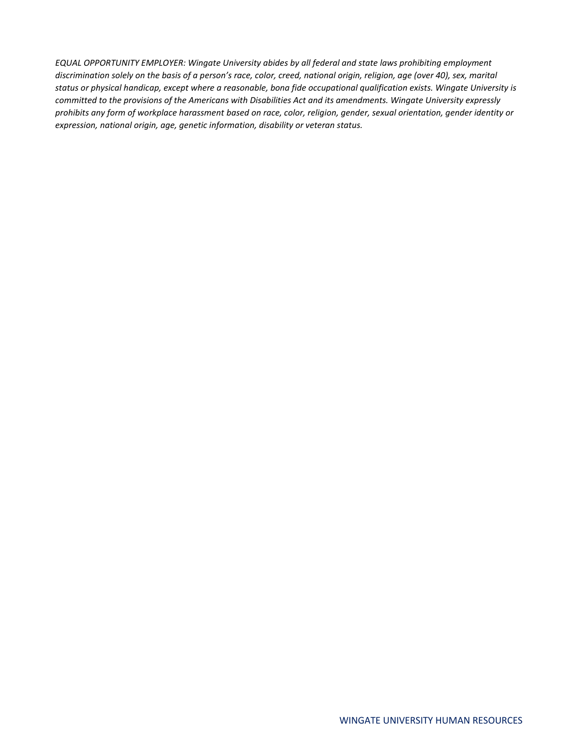*EQUAL OPPORTUNITY EMPLOYER: Wingate University abides by all federal and state laws prohibiting employment discrimination solely on the basis of a person's race, color, creed, national origin, religion, age (over 40), sex, marital status or physical handicap, except where a reasonable, bona fide occupational qualification exists. Wingate University is committed to the provisions of the Americans with Disabilities Act and its amendments. Wingate University expressly prohibits any form of workplace harassment based on race, color, religion, gender, sexual orientation, gender identity or expression, national origin, age, genetic information, disability or veteran status.*